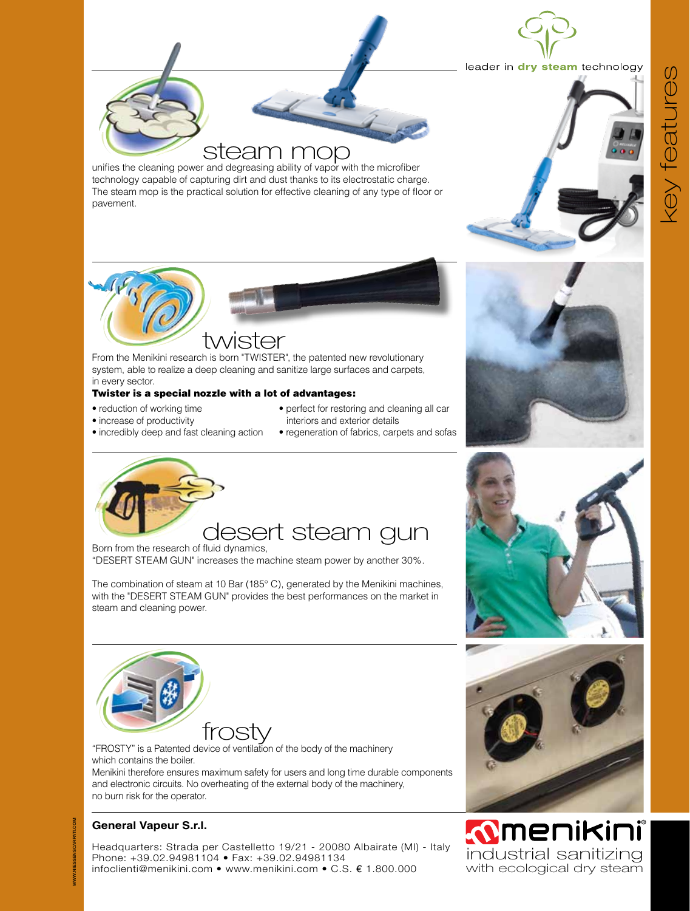leader in **dry steam** technology

# key features

## steam mop

unifies the cleaning power and degreasing ability of vapor with the microfiber technology capable of capturing dirt and dust thanks to its electrostatic charge. The steam mop is the practical solution for effective cleaning of any type of floor or pavement.

## twister

From the Menikini research is born "TWISTER", the patented new revolutionary system, able to realize a deep cleaning and sanitize large surfaces and carpets, in every sector.

**Twister is a special nozzle with a lot of advantages:**

- reduction of working time
- increase of productivity
- incredibly deep and fast cleaning action
- perfect for restoring and cleaning all car interiors and exterior details
- regeneration of fabrics, carpets and sofas

## desert steam gun

Born from the research of fluid dynamics,
"DESERT STEAM GUN" increases the machine steam power by another 30%.

The combination of steam at 10 Bar (185° C), generated by the Menikini machines, with the "DESERT STEAM GUN" provides the best performances on the market in steam and cleaning power.

## frosty

"FROSTY" is a Patented device of ventilation of the body of the machinery which contains the boiler.
Menikini therefore ensures maximum safety for users and long time durable components and electronic circuits. No overheating of the external body of the machinery, no burn risk for the operator.

**General Vapeur S.r.l.**

Headquarters: Strada per Castelletto 19/21 - 20080 Albairate (MI) - Italy
Phone: +39.02.94981104 • Fax: +39.02.94981134
infoclienti@menikini.com • www.menikini.com • C.S. € 1.800.000

**menikini**
industrial sanitizing
with ecological dry steam

WWW.NIESSENSCARPATI.COM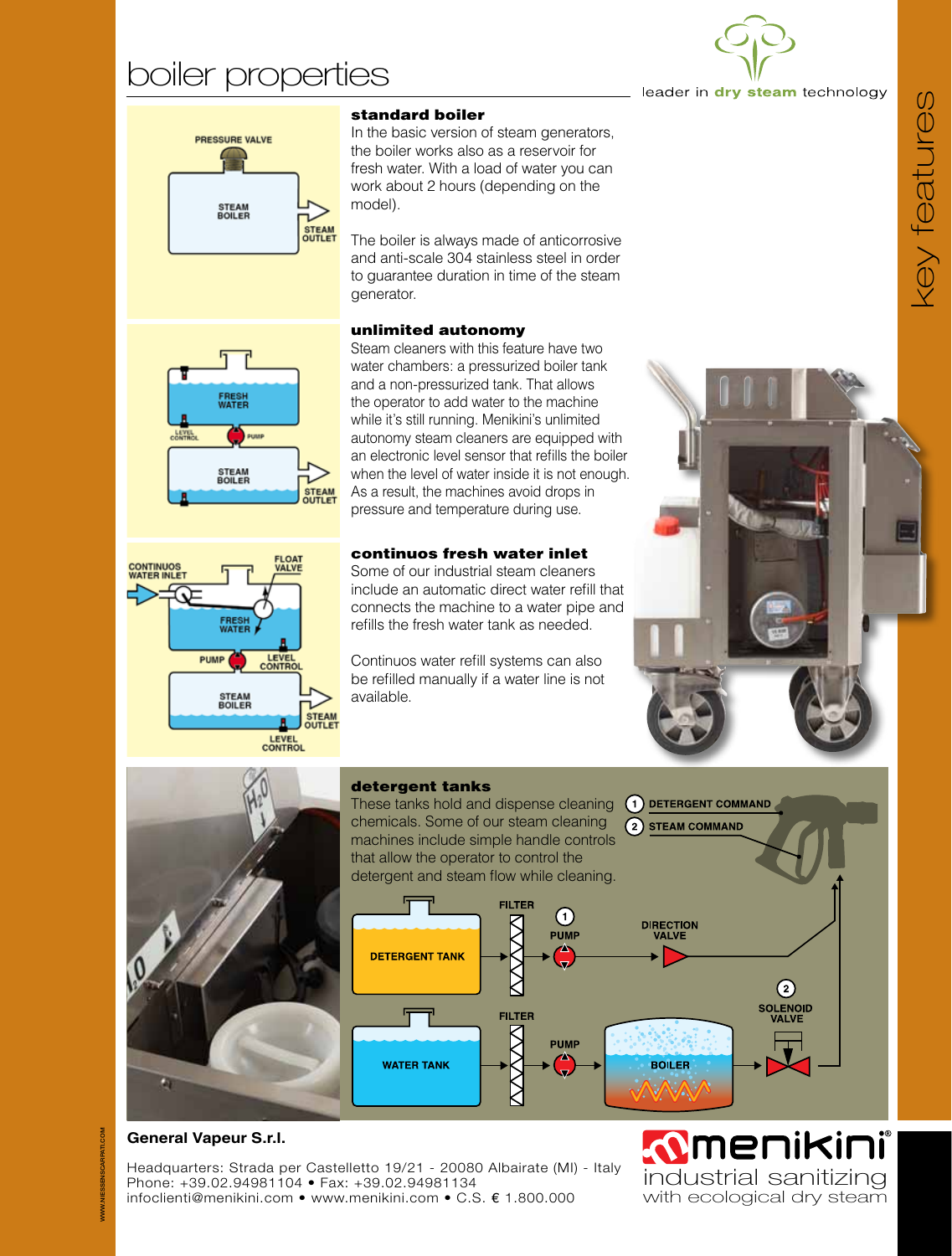# boiler properties

leader in **dry steam** technology

key features

### standard boiler

In the basic version of steam generators, the boiler works also as a reservoir for fresh water. With a load of water you can work about 2 hours (depending on the model).

The boiler is always made of anticorrosive and anti-scale 304 stainless steel in order to guarantee duration in time of the steam generator.

### unlimited autonomy

Steam cleaners with this feature have two water chambers: a pressurized boiler tank and a non-pressurized tank. That allows the operator to add water to the machine while it's still running. Menikini's unlimited autonomy steam cleaners are equipped with an electronic level sensor that refills the boiler when the level of water inside it is not enough. As a result, the machines avoid drops in pressure and temperature during use.

### continuos fresh water inlet

Some of our industrial steam cleaners include an automatic direct water refill that connects the machine to a water pipe and refills the fresh water tank as needed.

Continuos water refill systems can also be refilled manually if a water line is not available.

### detergent tanks

These tanks hold and dispense cleaning chemicals. Some of our steam cleaning machines include simple handle controls that allow the operator to control the detergent and steam flow while cleaning.

**General Vapeur S.r.l.**

Headquarters: Strada per Castelletto 19/21 - 20080 Albairate (MI) - Italy
Phone: +39.02.94981104 • Fax: +39.02.94981134
infoclienti@menikini.com • www.menikini.com • C.S. € 1.800.000

menikini®
industrial sanitizing
with ecological dry steam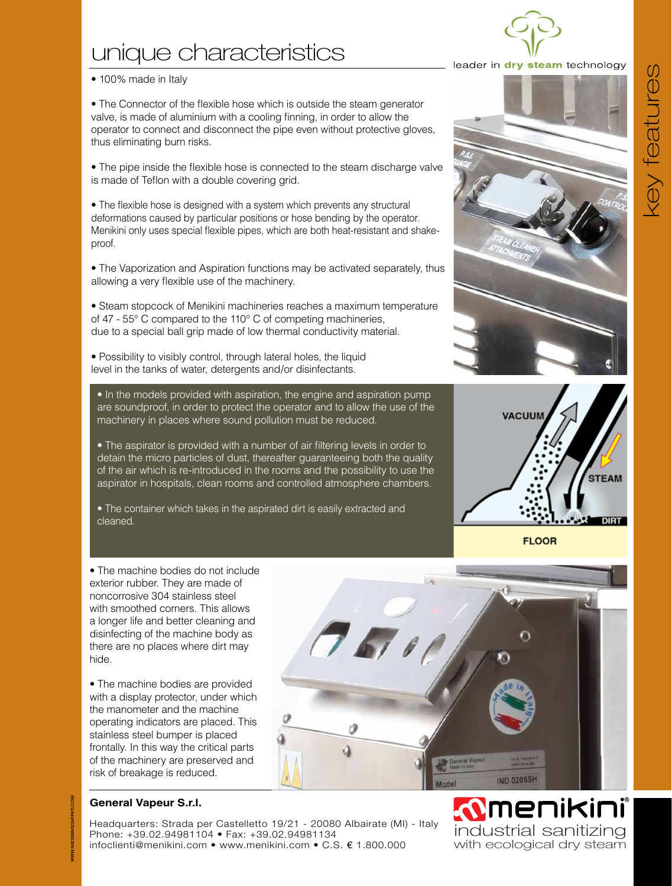# unique characteristics

- 100% made in Italy

- The Connector of the flexible hose which is outside the steam generator valve, is made of aluminium with a cooling finning, in order to allow the operator to connect and disconnect the pipe even without protective gloves, thus eliminating burn risks.

- The pipe inside the flexible hose is connected to the steam discharge valve is made of Teflon with a double covering grid.

- The flexible hose is designed with a system which prevents any structural deformations caused by particular positions or hose bending by the operator. Menikini only uses special flexible pipes, which are both heat-resistant and shake-proof.

- The Vaporization and Aspiration functions may be activated separately, thus allowing a very flexible use of the machinery.

- Steam stopcock of Menikini machineries reaches a maximum temperature of 47 - 55° C compared to the 110° C of competing machineries, due to a special ball grip made of low thermal conductivity material.

- Possibility to visibly control, through lateral holes, the liquid level in the tanks of water, detergents and/or disinfectants.

- In the models provided with aspiration, the engine and aspiration pump are soundproof, in order to protect the operator and to allow the use of the machinery in places where sound pollution must be reduced.

- The aspirator is provided with a number of air filtering levels in order to detain the micro particles of dust, thereafter guaranteeing both the quality of the air which is re-introduced in the rooms and the possibility to use the aspirator in hospitals, clean rooms and controlled atmosphere chambers.

- The container which takes in the aspirated dirt is easily extracted and cleaned.

- The machine bodies do not include exterior rubber. They are made of noncorrosive 304 stainless steel with smoothed corners. This allows a longer life and better cleaning and disinfecting of the machine body as there are no places where dirt may hide.

- The machine bodies are provided with a display protector, under which the manometer and the machine operating indicators are placed. This stainless steel bumper is placed frontally. In this way the critical parts of the machinery are preserved and risk of breakage is reduced.

**General Vapeur S.r.l.**

Headquarters: Strada per Castelletto 19/21 - 20080 Albairate (MI) - Italy
Phone: +39.02.94981104 • Fax: +39.02.94981134
infoclienti@menikini.com • www.menikini.com • C.S. € 1.800.000

menikini® industrial sanitizing with ecological dry steam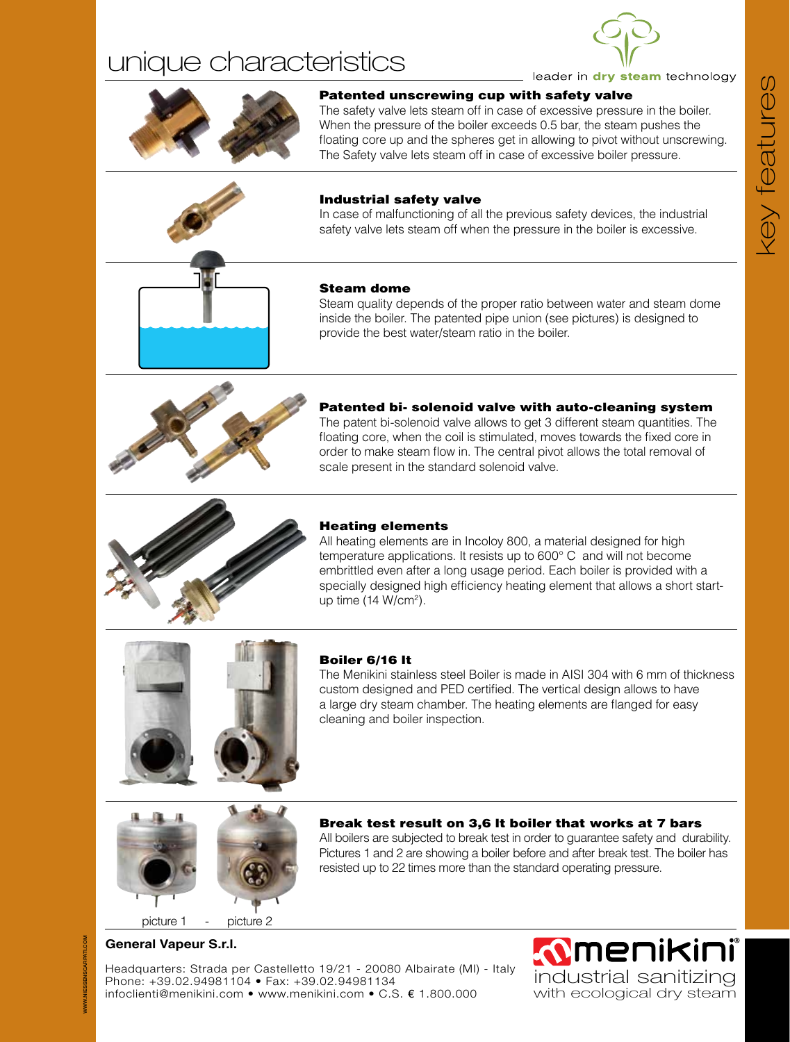# unique characteristics

leader in **dry steam** technology

key features

### Patented unscrewing cup with safety valve

The safety valve lets steam off in case of excessive pressure in the boiler. When the pressure of the boiler exceeds 0.5 bar, the steam pushes the floating core up and the spheres get in allowing to pivot without unscrewing. The Safety valve lets steam off in case of excessive boiler pressure.

### Industrial safety valve

In case of malfunctioning of all the previous safety devices, the industrial safety valve lets steam off when the pressure in the boiler is excessive.

### Steam dome

Steam quality depends of the proper ratio between water and steam dome inside the boiler. The patented pipe union (see pictures) is designed to provide the best water/steam ratio in the boiler.

### Patented bi- solenoid valve with auto-cleaning system

The patent bi-solenoid valve allows to get 3 different steam quantities. The floating core, when the coil is stimulated, moves towards the fixed core in order to make steam flow in. The central pivot allows the total removal of scale present in the standard solenoid valve.

### Heating elements

All heating elements are in Incoloy 800, a material designed for high temperature applications. It resists up to 600° C and will not become embrittled even after a long usage period. Each boiler is provided with a specially designed high efficiency heating element that allows a short start-up time (14 W/cm$^2$).

### Boiler 6/16 lt

The Menikini stainless steel Boiler is made in AISI 304 with 6 mm of thickness custom designed and PED certified. The vertical design allows to have a large dry steam chamber. The heating elements are flanged for easy cleaning and boiler inspection.

### Break test result on 3,6 lt boiler that works at 7 bars

All boilers are subjected to break test in order to guarantee safety and durability. Pictures 1 and 2 are showing a boiler before and after break test. The boiler has resisted up to 22 times more than the standard operating pressure.

picture 1 - picture 2

**General Vapeur S.r.l.**

Headquarters: Strada per Castelletto 19/21 - 20080 Albairate (MI) - Italy
Phone: +39.02.94981104 • Fax: +39.02.94981134
infoclienti@menikini.com • www.menikini.com • C.S. € 1.800.000

menikini®
industrial sanitizing
with ecological dry steam

WWW.NIESSENSCARPATI.COM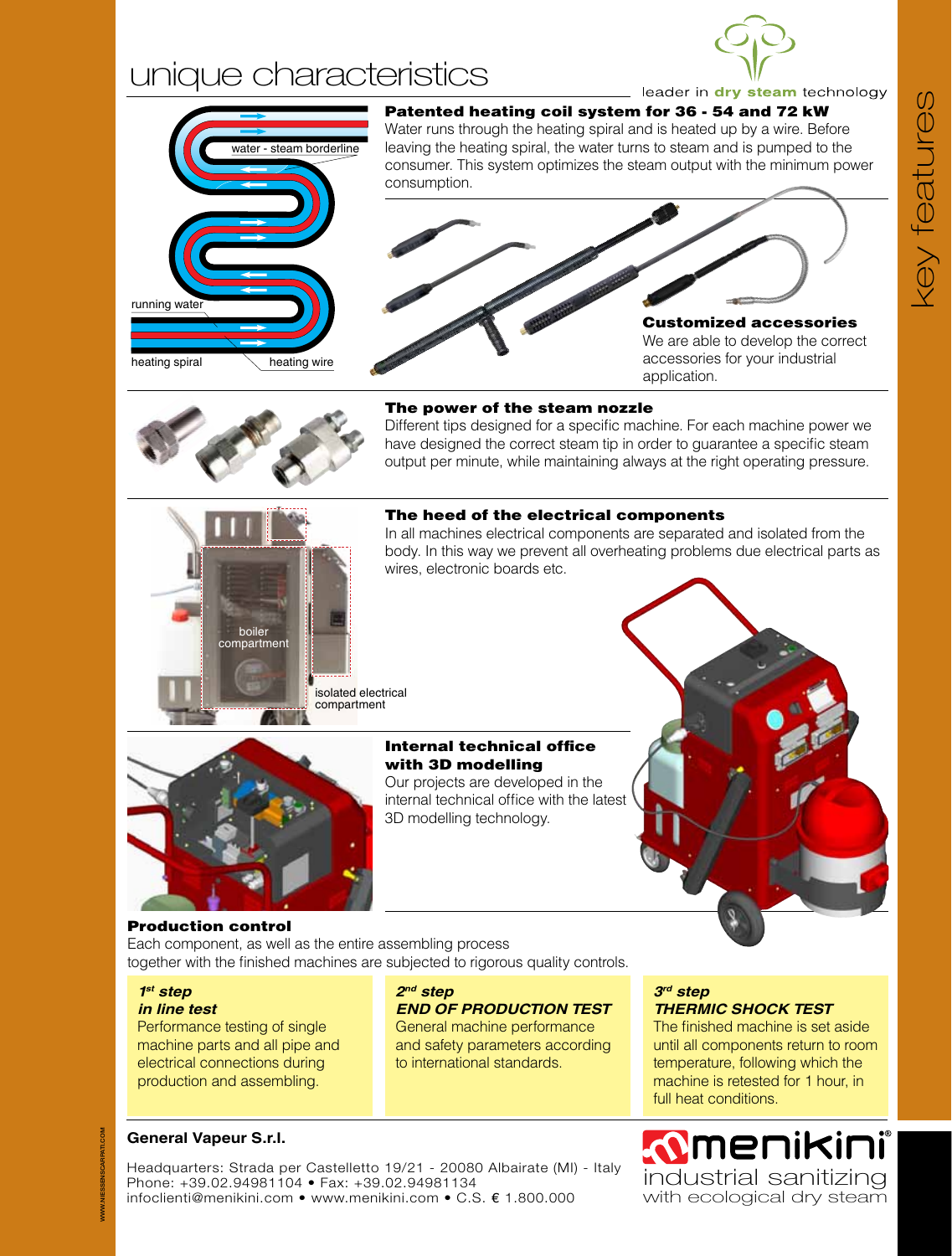# unique characteristics

leader in **dry steam** technology

key features

water - steam borderline

running water

heating spiral

heating wire

### Patented heating coil system for 36 - 54 and 72 kW

Water runs through the heating spiral and is heated up by a wire. Before leaving the heating spiral, the water turns to steam and is pumped to the consumer. This system optimizes the steam output with the minimum power consumption.

### Customized accessories

We are able to develop the correct accessories for your industrial application.

### The power of the steam nozzle

Different tips designed for a specific machine. For each machine power we have designed the correct steam tip in order to guarantee a specific steam output per minute, while maintaining always at the right operating pressure.

### The heed of the electrical components

In all machines electrical components are separated and isolated from the body. In this way we prevent all overheating problems due electrical parts as wires, electronic boards etc.

boiler compartment

isolated electrical compartment

### Internal technical office with 3D modelling

Our projects are developed in the internal technical office with the latest 3D modelling technology.

### Production control

Each component, as well as the entire assembling process together with the finished machines are subjected to rigorous quality controls.

***1st step***
***in line test***
Performance testing of single machine parts and all pipe and electrical connections during production and assembling.

***2nd step***
***END OF PRODUCTION TEST***
General machine performance and safety parameters according to international standards.

***3rd step***
***THERMIC SHOCK TEST***
The finished machine is set aside until all components return to room temperature, following which the machine is retested for 1 hour, in full heat conditions.

**General Vapeur S.r.l.**

Headquarters: Strada per Castelletto 19/21 - 20080 Albairate (MI) - Italy
Phone: +39.02.94981104 • Fax: +39.02.94981134
infoclienti@menikini.com • www.menikini.com • C.S. € 1.800.000

menikini®
industrial sanitizing
with ecological dry steam

WWW.NIESSENSCARPATI.COM